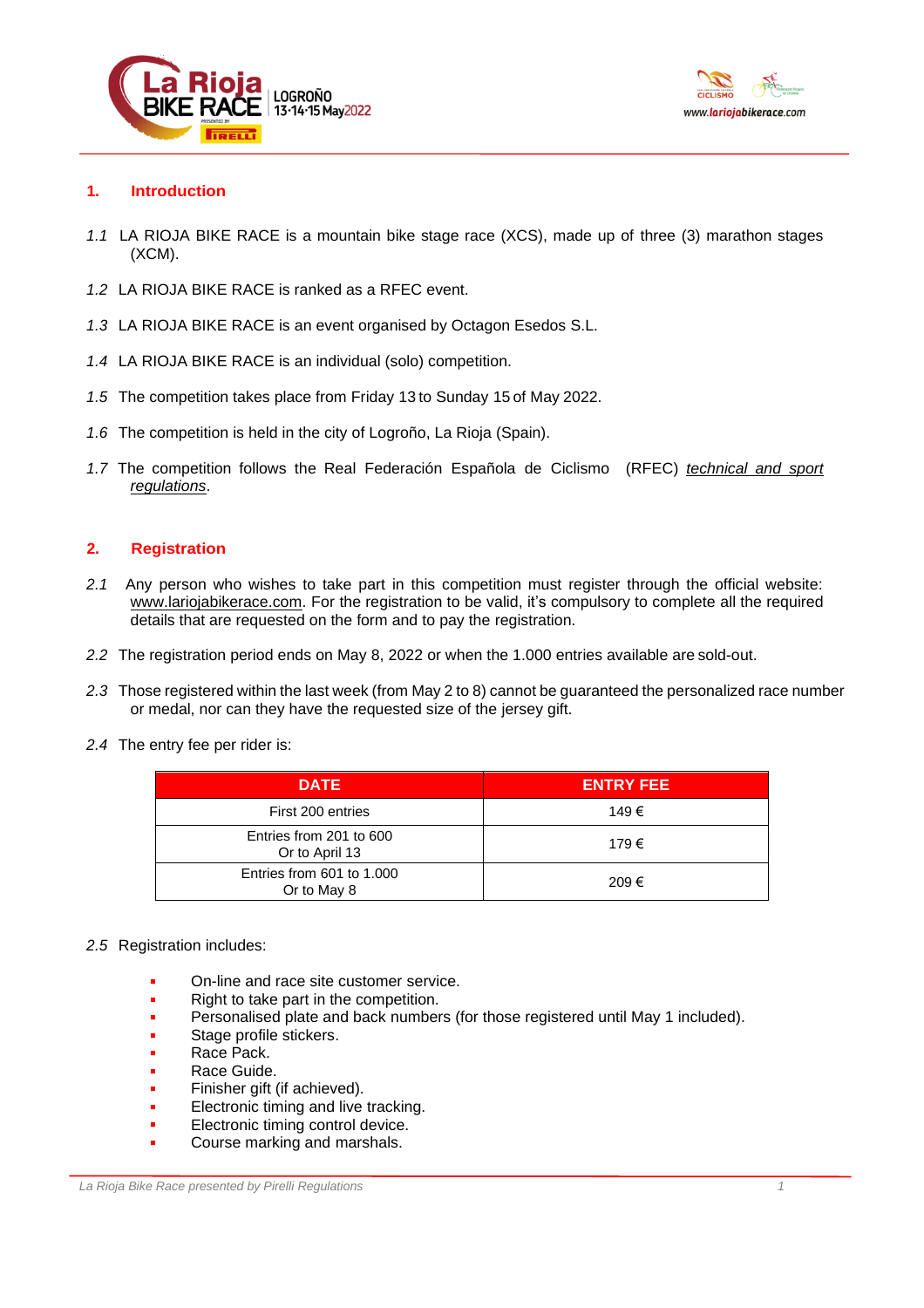## 1. Introduction

*1.1* LA RIOJA BIKE RACE is a mountain bike stage race (XCS), made up of three (3) marathon stages (XCM).

*1.2* LA RIOJA BIKE RACE is ranked as a RFEC event.

*1.3* LA RIOJA BIKE RACE is an event organised by Octagon Esedos S.L.

*1.4* LA RIOJA BIKE RACE is an individual (solo) competition.

*1.5* The competition takes place from Friday 13 to Sunday 15 of May 2022.

*1.6* The competition is held in the city of Logroño, La Rioja (Spain).

*1.7* The competition follows the Real Federación Española de Ciclismo (RFEC) *technical and sport regulations*.

## 2. Registration

*2.1* Any person who wishes to take part in this competition must register through the official website: www.lariojabikerace.com. For the registration to be valid, it's compulsory to complete all the required details that are requested on the form and to pay the registration.

*2.2* The registration period ends on May 8, 2022 or when the 1.000 entries available are sold-out.

*2.3* Those registered within the last week (from May 2 to 8) cannot be guaranteed the personalized race number or medal, nor can they have the requested size of the jersey gift.

*2.4* The entry fee per rider is:

| DATE | ENTRY FEE |
|---|---|
| First 200 entries | 149 € |
| Entries from 201 to 600<br>Or to April 13 | 179 € |
| Entries from 601 to 1.000<br>Or to May 8 | 209 € |

*2.5* Registration includes:

- On-line and race site customer service.
- Right to take part in the competition.
- Personalised plate and back numbers (for those registered until May 1 included).
- Stage profile stickers.
- Race Pack.
- Race Guide.
- Finisher gift (if achieved).
- Electronic timing and live tracking.
- Electronic timing control device.
- Course marking and marshals.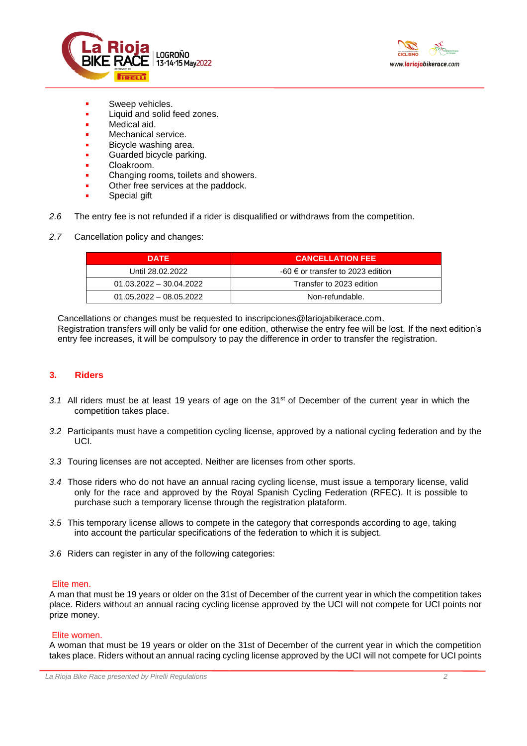- Sweep vehicles.
- Liquid and solid feed zones.
- Medical aid.
- Mechanical service.
- Bicycle washing area.
- Guarded bicycle parking.
- Cloakroom.
- Changing rooms, toilets and showers.
- Other free services at the paddock.
- Special gift

*2.6* The entry fee is not refunded if a rider is disqualified or withdraws from the competition.

*2.7* Cancellation policy and changes:

| DATE | CANCELLATION FEE |
|---|---|
| Until 28.02.2022 | -60 € or transfer to 2023 edition |
| 01.03.2022 – 30.04.2022 | Transfer to 2023 edition |
| 01.05.2022 – 08.05.2022 | Non-refundable. |

Cancellations or changes must be requested to inscripciones@lariojabikerace.com.
Registration transfers will only be valid for one edition, otherwise the entry fee will be lost. If the next edition's entry fee increases, it will be compulsory to pay the difference in order to transfer the registration.

## 3. Riders

*3.1* All riders must be at least 19 years of age on the 31st of December of the current year in which the competition takes place.

*3.2* Participants must have a competition cycling license, approved by a national cycling federation and by the UCI.

*3.3* Touring licenses are not accepted. Neither are licenses from other sports.

*3.4* Those riders who do not have an annual racing cycling license, must issue a temporary license, valid only for the race and approved by the Royal Spanish Cycling Federation (RFEC). It is possible to purchase such a temporary license through the registration plataform.

*3.5* This temporary license allows to compete in the category that corresponds according to age, taking into account the particular specifications of the federation to which it is subject.

*3.6* Riders can register in any of the following categories:

Elite men.
A man that must be 19 years or older on the 31st of December of the current year in which the competition takes place. Riders without an annual racing cycling license approved by the UCI will not compete for UCI points nor prize money.

Elite women.
A woman that must be 19 years or older on the 31st of December of the current year in which the competition takes place. Riders without an annual racing cycling license approved by the UCI will not compete for UCI points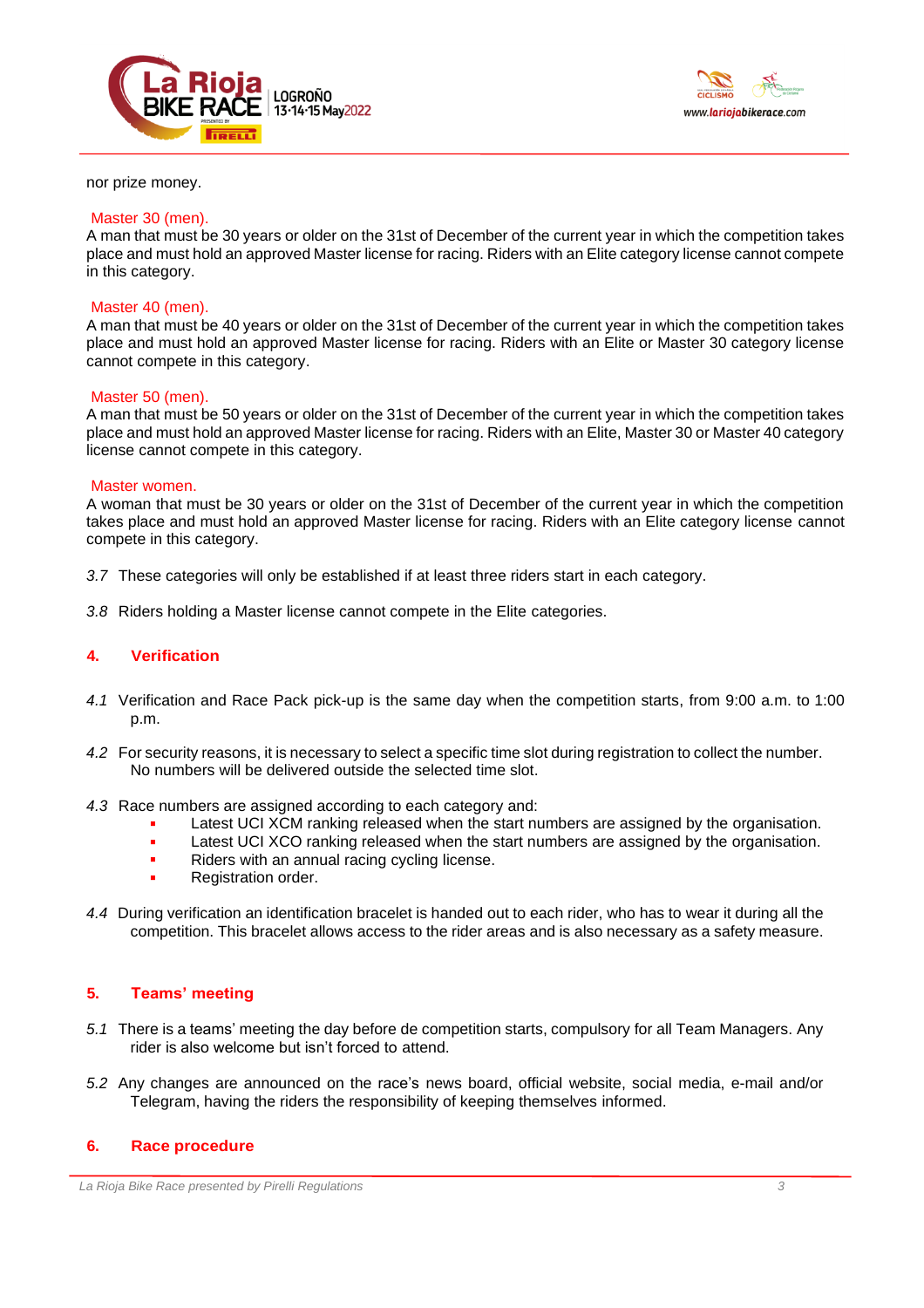nor prize money.

Master 30 (men).

A man that must be 30 years or older on the 31st of December of the current year in which the competition takes place and must hold an approved Master license for racing. Riders with an Elite category license cannot compete in this category.

Master 40 (men).

A man that must be 40 years or older on the 31st of December of the current year in which the competition takes place and must hold an approved Master license for racing. Riders with an Elite or Master 30 category license cannot compete in this category.

Master 50 (men).

A man that must be 50 years or older on the 31st of December of the current year in which the competition takes place and must hold an approved Master license for racing. Riders with an Elite, Master 30 or Master 40 category license cannot compete in this category.

Master women.

A woman that must be 30 years or older on the 31st of December of the current year in which the competition takes place and must hold an approved Master license for racing. Riders with an Elite category license cannot compete in this category.

*3.7* These categories will only be established if at least three riders start in each category.

*3.8* Riders holding a Master license cannot compete in the Elite categories.

## 4. Verification

*4.1* Verification and Race Pack pick-up is the same day when the competition starts, from 9:00 a.m. to 1:00 p.m.

*4.2* For security reasons, it is necessary to select a specific time slot during registration to collect the number. No numbers will be delivered outside the selected time slot.

*4.3* Race numbers are assigned according to each category and:

- Latest UCI XCM ranking released when the start numbers are assigned by the organisation.
- Latest UCI XCO ranking released when the start numbers are assigned by the organisation.
- Riders with an annual racing cycling license.
- Registration order.

*4.4* During verification an identification bracelet is handed out to each rider, who has to wear it during all the competition. This bracelet allows access to the rider areas and is also necessary as a safety measure.

## 5. Teams' meeting

*5.1* There is a teams' meeting the day before de competition starts, compulsory for all Team Managers. Any rider is also welcome but isn't forced to attend.

*5.2* Any changes are announced on the race's news board, official website, social media, e-mail and/or Telegram, having the riders the responsibility of keeping themselves informed.

## 6. Race procedure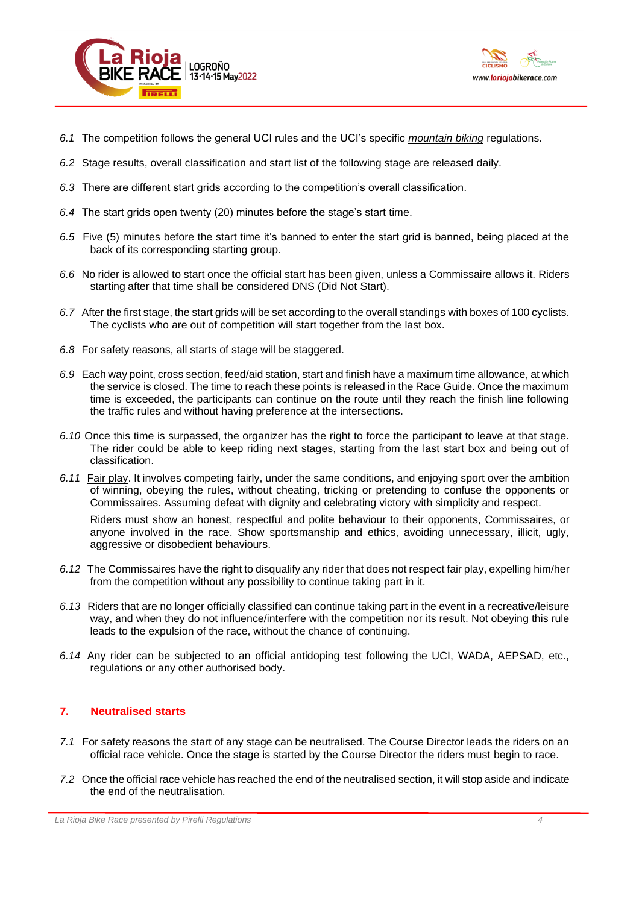*6.1* The competition follows the general UCI rules and the UCI's specific *mountain biking* regulations.

*6.2* Stage results, overall classification and start list of the following stage are released daily.

*6.3* There are different start grids according to the competition's overall classification.

*6.4* The start grids open twenty (20) minutes before the stage's start time.

*6.5* Five (5) minutes before the start time it's banned to enter the start grid is banned, being placed at the back of its corresponding starting group.

*6.6* No rider is allowed to start once the official start has been given, unless a Commissaire allows it. Riders starting after that time shall be considered DNS (Did Not Start).

*6.7* After the first stage, the start grids will be set according to the overall standings with boxes of 100 cyclists. The cyclists who are out of competition will start together from the last box.

*6.8* For safety reasons, all starts of stage will be staggered.

*6.9* Each way point, cross section, feed/aid station, start and finish have a maximum time allowance, at which the service is closed. The time to reach these points is released in the Race Guide. Once the maximum time is exceeded, the participants can continue on the route until they reach the finish line following the traffic rules and without having preference at the intersections.

*6.10* Once this time is surpassed, the organizer has the right to force the participant to leave at that stage. The rider could be able to keep riding next stages, starting from the last start box and being out of classification.

*6.11* Fair play. It involves competing fairly, under the same conditions, and enjoying sport over the ambition of winning, obeying the rules, without cheating, tricking or pretending to confuse the opponents or Commissaires. Assuming defeat with dignity and celebrating victory with simplicity and respect.

Riders must show an honest, respectful and polite behaviour to their opponents, Commissaires, or anyone involved in the race. Show sportsmanship and ethics, avoiding unnecessary, illicit, ugly, aggressive or disobedient behaviours.

*6.12* The Commissaires have the right to disqualify any rider that does not respect fair play, expelling him/her from the competition without any possibility to continue taking part in it.

*6.13* Riders that are no longer officially classified can continue taking part in the event in a recreative/leisure way, and when they do not influence/interfere with the competition nor its result. Not obeying this rule leads to the expulsion of the race, without the chance of continuing.

*6.14* Any rider can be subjected to an official antidoping test following the UCI, WADA, AEPSAD, etc., regulations or any other authorised body.

## 7. Neutralised starts

*7.1* For safety reasons the start of any stage can be neutralised. The Course Director leads the riders on an official race vehicle. Once the stage is started by the Course Director the riders must begin to race.

*7.2* Once the official race vehicle has reached the end of the neutralised section, it will stop aside and indicate the end of the neutralisation.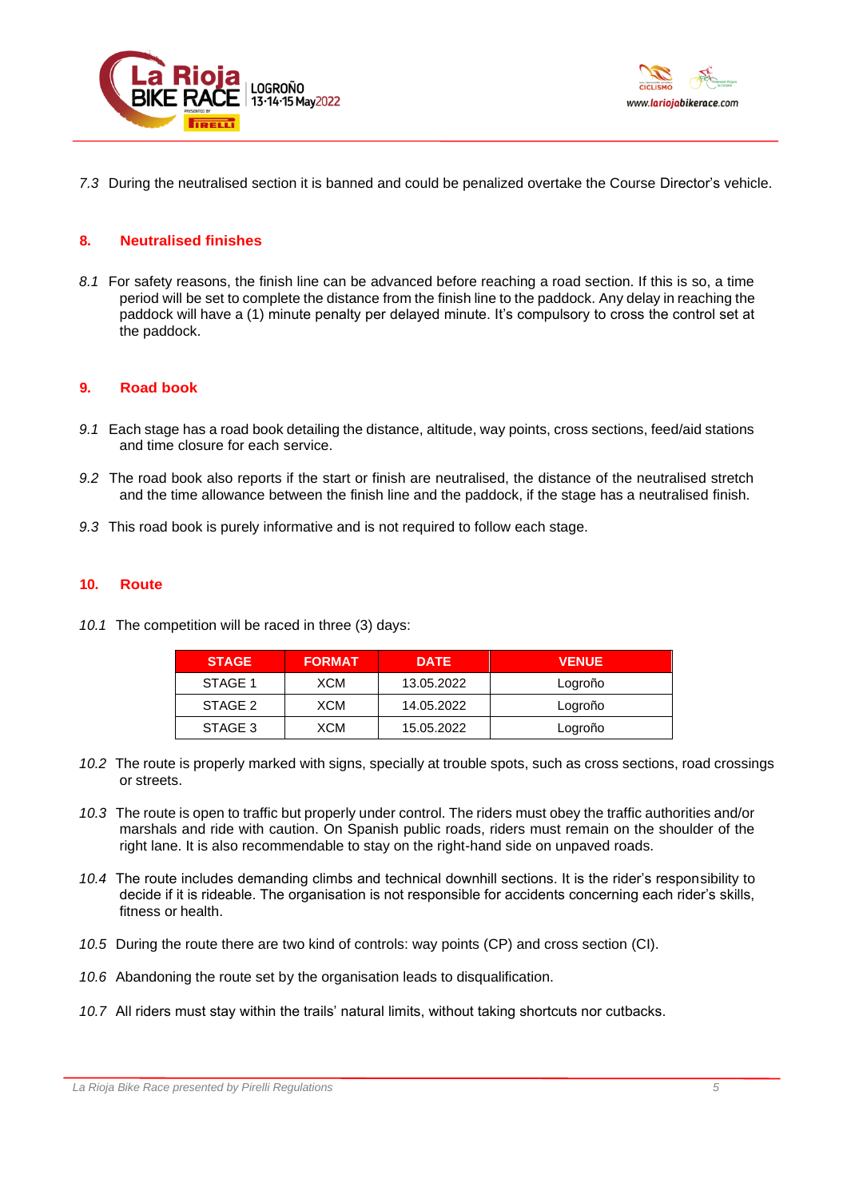*7.3* During the neutralised section it is banned and could be penalized overtake the Course Director's vehicle.

## 8. Neutralised finishes

*8.1* For safety reasons, the finish line can be advanced before reaching a road section. If this is so, a time period will be set to complete the distance from the finish line to the paddock. Any delay in reaching the paddock will have a (1) minute penalty per delayed minute. It's compulsory to cross the control set at the paddock.

## 9. Road book

*9.1* Each stage has a road book detailing the distance, altitude, way points, cross sections, feed/aid stations and time closure for each service.

*9.2* The road book also reports if the start or finish are neutralised, the distance of the neutralised stretch and the time allowance between the finish line and the paddock, if the stage has a neutralised finish.

*9.3* This road book is purely informative and is not required to follow each stage.

## 10. Route

*10.1* The competition will be raced in three (3) days:

| STAGE | FORMAT | DATE | VENUE |
|---|---|---|---|
| STAGE 1 | XCM | 13.05.2022 | Logroño |
| STAGE 2 | XCM | 14.05.2022 | Logroño |
| STAGE 3 | XCM | 15.05.2022 | Logroño |

*10.2* The route is properly marked with signs, specially at trouble spots, such as cross sections, road crossings or streets.

*10.3* The route is open to traffic but properly under control. The riders must obey the traffic authorities and/or marshals and ride with caution. On Spanish public roads, riders must remain on the shoulder of the right lane. It is also recommendable to stay on the right-hand side on unpaved roads.

*10.4* The route includes demanding climbs and technical downhill sections. It is the rider's responsibility to decide if it is rideable. The organisation is not responsible for accidents concerning each rider's skills, fitness or health.

*10.5* During the route there are two kind of controls: way points (CP) and cross section (CI).

*10.6* Abandoning the route set by the organisation leads to disqualification.

*10.7* All riders must stay within the trails' natural limits, without taking shortcuts nor cutbacks.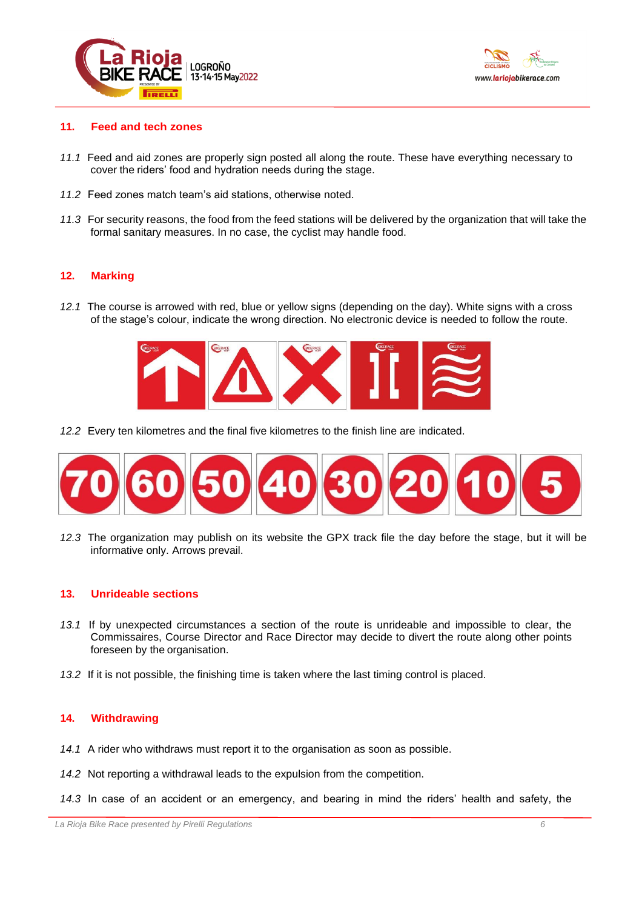## 11. Feed and tech zones

*11.1* Feed and aid zones are properly sign posted all along the route. These have everything necessary to cover the riders' food and hydration needs during the stage.

*11.2* Feed zones match team's aid stations, otherwise noted.

*11.3* For security reasons, the food from the feed stations will be delivered by the organization that will take the formal sanitary measures. In no case, the cyclist may handle food.

## 12. Marking

*12.1* The course is arrowed with red, blue or yellow signs (depending on the day). White signs with a cross of the stage's colour, indicate the wrong direction. No electronic device is needed to follow the route.

*12.2* Every ten kilometres and the final five kilometres to the finish line are indicated.

*12.3* The organization may publish on its website the GPX track file the day before the stage, but it will be informative only. Arrows prevail.

## 13. Unrideable sections

*13.1* If by unexpected circumstances a section of the route is unrideable and impossible to clear, the Commissaires, Course Director and Race Director may decide to divert the route along other points foreseen by the organisation.

*13.2* If it is not possible, the finishing time is taken where the last timing control is placed.

## 14. Withdrawing

*14.1* A rider who withdraws must report it to the organisation as soon as possible.

*14.2* Not reporting a withdrawal leads to the expulsion from the competition.

*14.3* In case of an accident or an emergency, and bearing in mind the riders' health and safety, the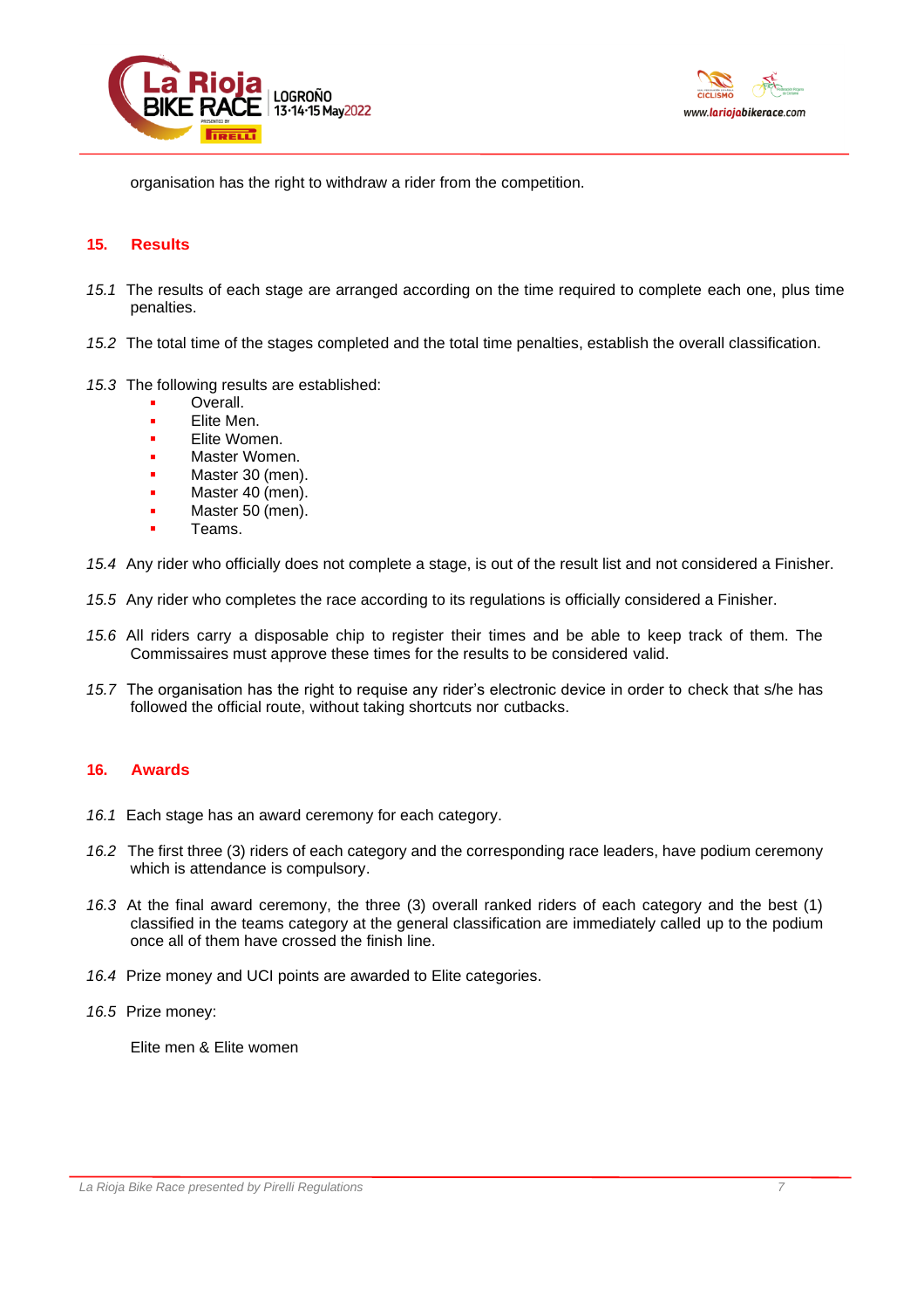organisation has the right to withdraw a rider from the competition.

## 15. Results

*15.1* The results of each stage are arranged according on the time required to complete each one, plus time penalties.

*15.2* The total time of the stages completed and the total time penalties, establish the overall classification.

*15.3* The following results are established:

- Overall.
- Elite Men.
- Elite Women.
- Master Women.
- Master 30 (men).
- Master 40 (men).
- Master 50 (men).
- Teams.

*15.4* Any rider who officially does not complete a stage, is out of the result list and not considered a Finisher.

*15.5* Any rider who completes the race according to its regulations is officially considered a Finisher.

*15.6* All riders carry a disposable chip to register their times and be able to keep track of them. The Commissaires must approve these times for the results to be considered valid.

*15.7* The organisation has the right to requise any rider's electronic device in order to check that s/he has followed the official route, without taking shortcuts nor cutbacks.

## 16. Awards

*16.1* Each stage has an award ceremony for each category.

*16.2* The first three (3) riders of each category and the corresponding race leaders, have podium ceremony which is attendance is compulsory.

*16.3* At the final award ceremony, the three (3) overall ranked riders of each category and the best (1) classified in the teams category at the general classification are immediately called up to the podium once all of them have crossed the finish line.

*16.4* Prize money and UCI points are awarded to Elite categories.

*16.5* Prize money:

Elite men & Elite women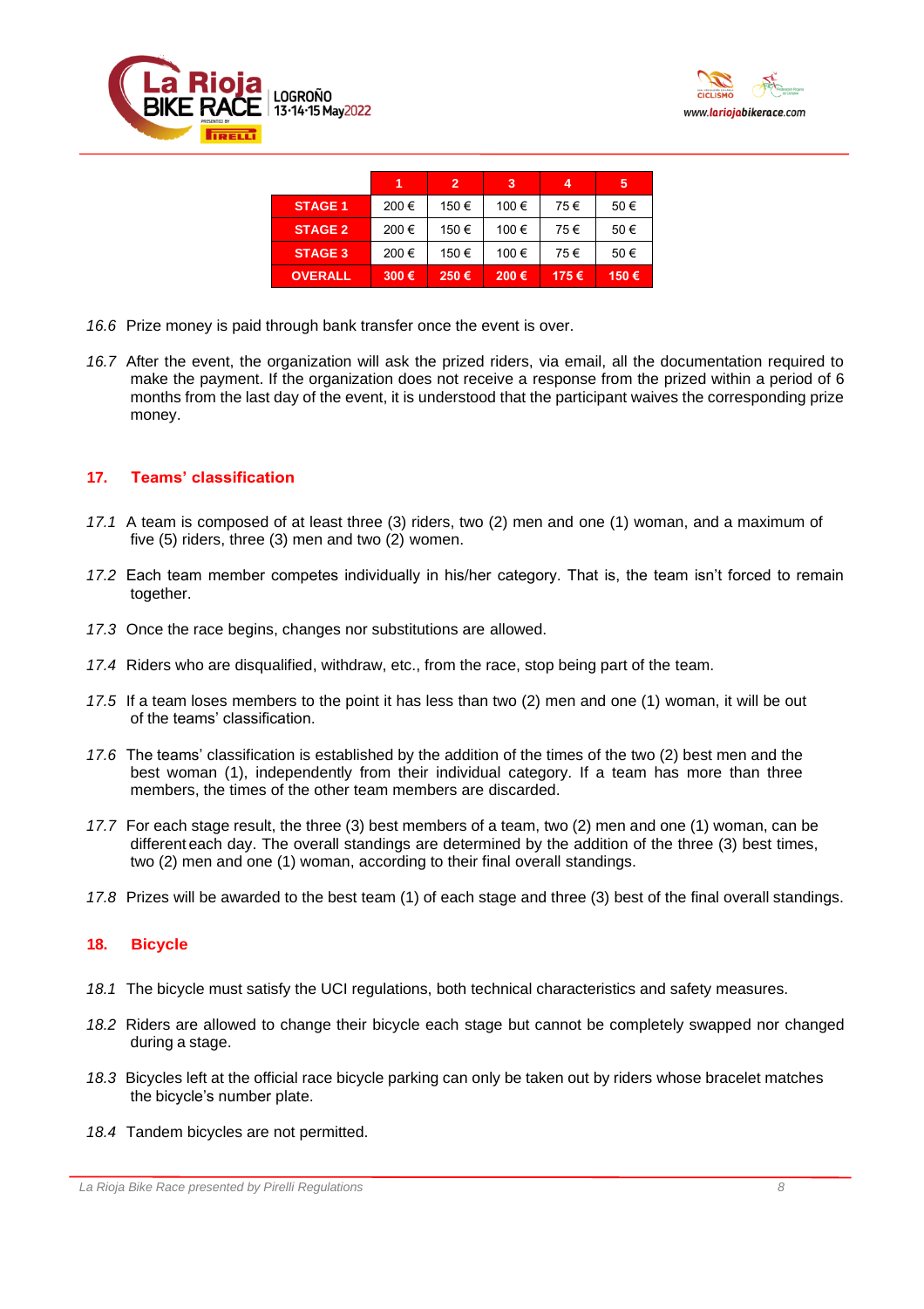|  | 1 | 2 | 3 | 4 | 5 |
|---|---|---|---|---|---|
| **STAGE 1** | 200 € | 150 € | 100 € | 75 € | 50 € |
| **STAGE 2** | 200 € | 150 € | 100 € | 75 € | 50 € |
| **STAGE 3** | 200 € | 150 € | 100 € | 75 € | 50 € |
| **OVERALL** | **300 €** | **250 €** | **200 €** | **175 €** | **150 €** |

*16.6* Prize money is paid through bank transfer once the event is over.

*16.7* After the event, the organization will ask the prized riders, via email, all the documentation required to make the payment. If the organization does not receive a response from the prized within a period of 6 months from the last day of the event, it is understood that the participant waives the corresponding prize money.

## 17. Teams' classification

*17.1* A team is composed of at least three (3) riders, two (2) men and one (1) woman, and a maximum of five (5) riders, three (3) men and two (2) women.

*17.2* Each team member competes individually in his/her category. That is, the team isn't forced to remain together.

*17.3* Once the race begins, changes nor substitutions are allowed.

*17.4* Riders who are disqualified, withdraw, etc., from the race, stop being part of the team.

*17.5* If a team loses members to the point it has less than two (2) men and one (1) woman, it will be out of the teams' classification.

*17.6* The teams' classification is established by the addition of the times of the two (2) best men and the best woman (1), independently from their individual category. If a team has more than three members, the times of the other team members are discarded.

*17.7* For each stage result, the three (3) best members of a team, two (2) men and one (1) woman, can be different each day. The overall standings are determined by the addition of the three (3) best times, two (2) men and one (1) woman, according to their final overall standings.

*17.8* Prizes will be awarded to the best team (1) of each stage and three (3) best of the final overall standings.

## 18. Bicycle

*18.1* The bicycle must satisfy the UCI regulations, both technical characteristics and safety measures.

*18.2* Riders are allowed to change their bicycle each stage but cannot be completely swapped nor changed during a stage.

*18.3* Bicycles left at the official race bicycle parking can only be taken out by riders whose bracelet matches the bicycle's number plate.

*18.4* Tandem bicycles are not permitted.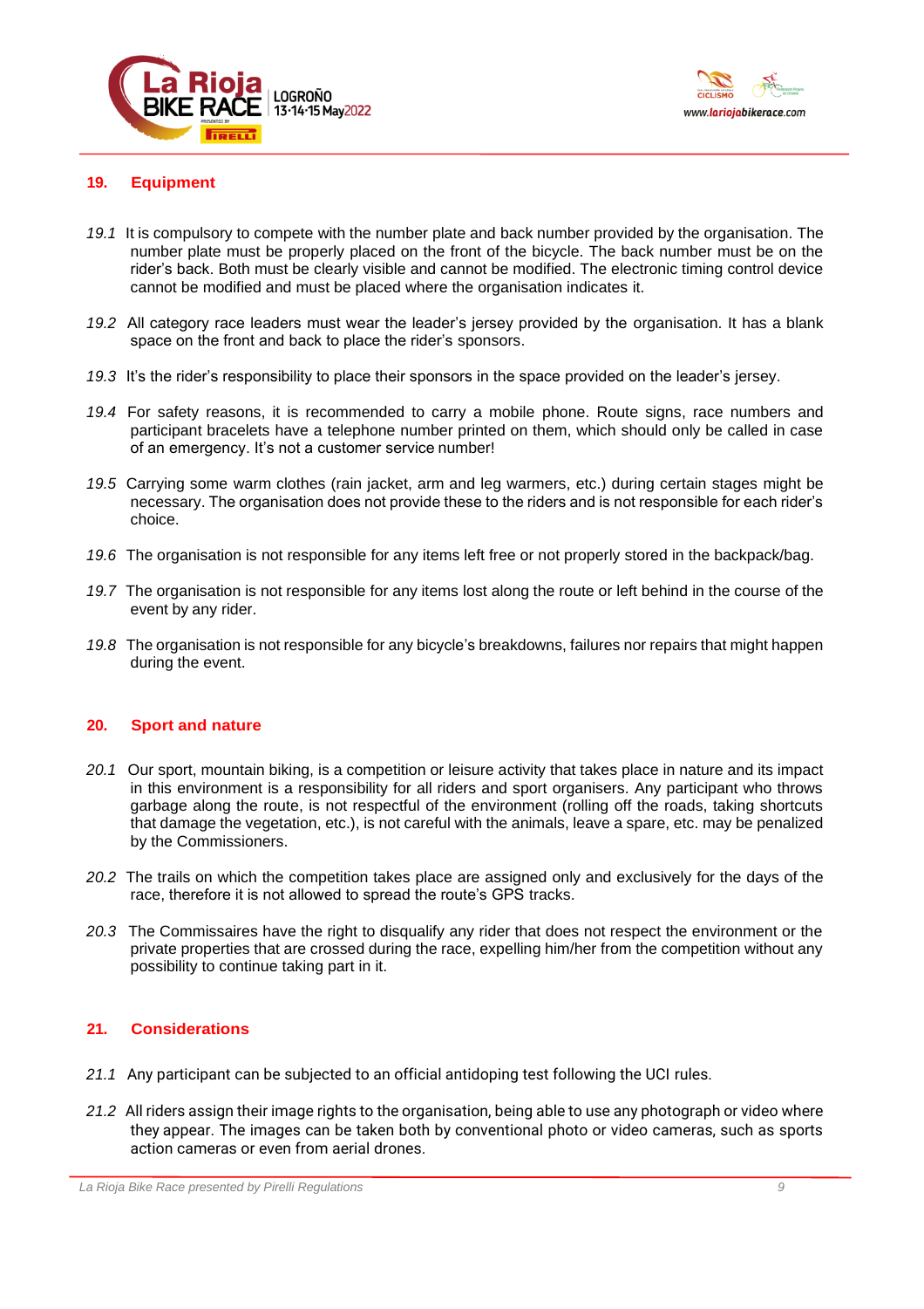## 19. Equipment

*19.1* It is compulsory to compete with the number plate and back number provided by the organisation. The number plate must be properly placed on the front of the bicycle. The back number must be on the rider's back. Both must be clearly visible and cannot be modified. The electronic timing control device cannot be modified and must be placed where the organisation indicates it.

*19.2* All category race leaders must wear the leader's jersey provided by the organisation. It has a blank space on the front and back to place the rider's sponsors.

*19.3* It's the rider's responsibility to place their sponsors in the space provided on the leader's jersey.

*19.4* For safety reasons, it is recommended to carry a mobile phone. Route signs, race numbers and participant bracelets have a telephone number printed on them, which should only be called in case of an emergency. It's not a customer service number!

*19.5* Carrying some warm clothes (rain jacket, arm and leg warmers, etc.) during certain stages might be necessary. The organisation does not provide these to the riders and is not responsible for each rider's choice.

*19.6* The organisation is not responsible for any items left free or not properly stored in the backpack/bag.

*19.7* The organisation is not responsible for any items lost along the route or left behind in the course of the event by any rider.

*19.8* The organisation is not responsible for any bicycle's breakdowns, failures nor repairs that might happen during the event.

## 20. Sport and nature

*20.1* Our sport, mountain biking, is a competition or leisure activity that takes place in nature and its impact in this environment is a responsibility for all riders and sport organisers. Any participant who throws garbage along the route, is not respectful of the environment (rolling off the roads, taking shortcuts that damage the vegetation, etc.), is not careful with the animals, leave a spare, etc. may be penalized by the Commissioners.

*20.2* The trails on which the competition takes place are assigned only and exclusively for the days of the race, therefore it is not allowed to spread the route's GPS tracks.

*20.3* The Commissaires have the right to disqualify any rider that does not respect the environment or the private properties that are crossed during the race, expelling him/her from the competition without any possibility to continue taking part in it.

## 21. Considerations

*21.1* Any participant can be subjected to an official antidoping test following the UCI rules.

*21.2* All riders assign their image rights to the organisation, being able to use any photograph or video where they appear. The images can be taken both by conventional photo or video cameras, such as sports action cameras or even from aerial drones.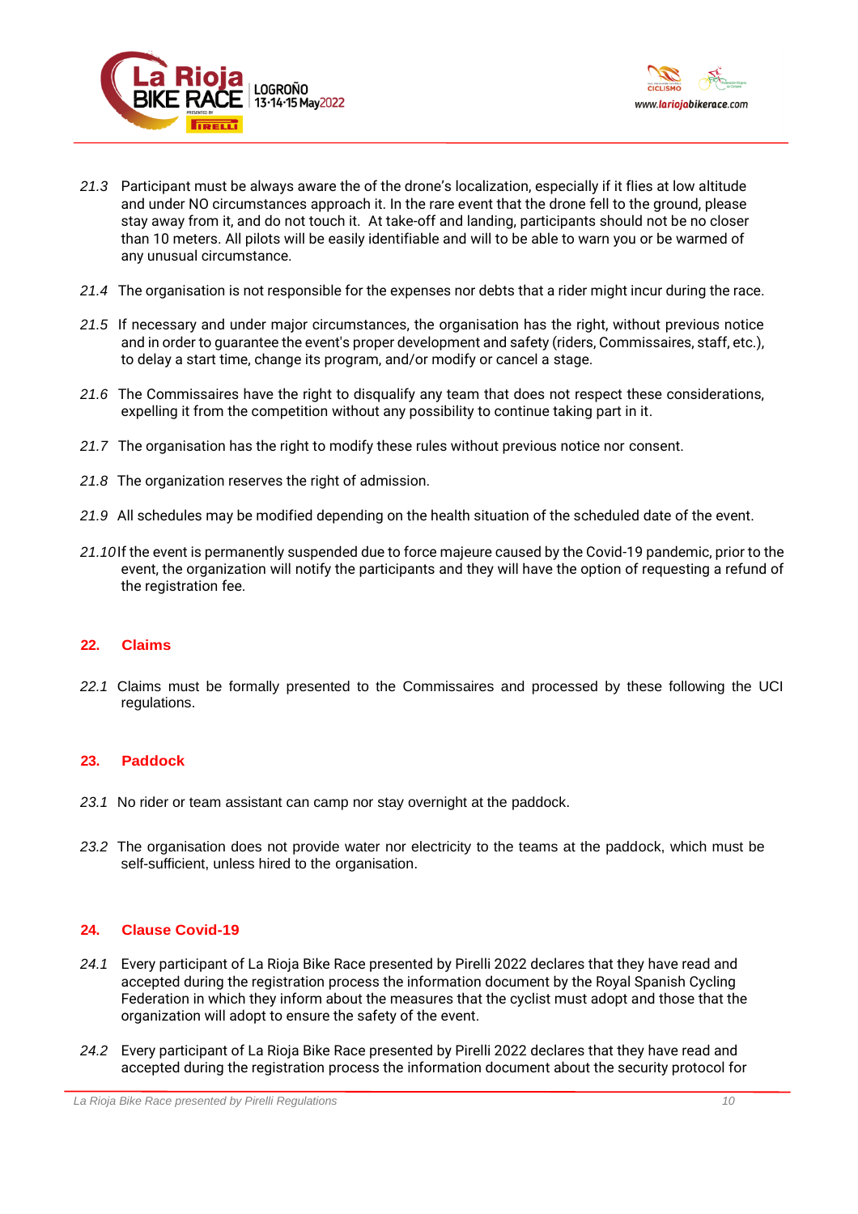*21.3* Participant must be always aware the of the drone's localization, especially if it flies at low altitude and under NO circumstances approach it. In the rare event that the drone fell to the ground, please stay away from it, and do not touch it. At take-off and landing, participants should not be no closer than 10 meters. All pilots will be easily identifiable and will to be able to warn you or be warmed of any unusual circumstance.

*21.4* The organisation is not responsible for the expenses nor debts that a rider might incur during the race.

*21.5* If necessary and under major circumstances, the organisation has the right, without previous notice and in order to guarantee the event's proper development and safety (riders, Commissaires, staff, etc.), to delay a start time, change its program, and/or modify or cancel a stage.

*21.6* The Commissaires have the right to disqualify any team that does not respect these considerations, expelling it from the competition without any possibility to continue taking part in it.

*21.7* The organisation has the right to modify these rules without previous notice nor consent.

*21.8* The organization reserves the right of admission.

*21.9* All schedules may be modified depending on the health situation of the scheduled date of the event.

*21.10* If the event is permanently suspended due to force majeure caused by the Covid-19 pandemic, prior to the event, the organization will notify the participants and they will have the option of requesting a refund of the registration fee.

## 22. Claims

*22.1* Claims must be formally presented to the Commissaires and processed by these following the UCI regulations.

## 23. Paddock

*23.1* No rider or team assistant can camp nor stay overnight at the paddock.

*23.2* The organisation does not provide water nor electricity to the teams at the paddock, which must be self-sufficient, unless hired to the organisation.

## 24. Clause Covid-19

*24.1* Every participant of La Rioja Bike Race presented by Pirelli 2022 declares that they have read and accepted during the registration process the information document by the Royal Spanish Cycling Federation in which they inform about the measures that the cyclist must adopt and those that the organization will adopt to ensure the safety of the event.

*24.2* Every participant of La Rioja Bike Race presented by Pirelli 2022 declares that they have read and accepted during the registration process the information document about the security protocol for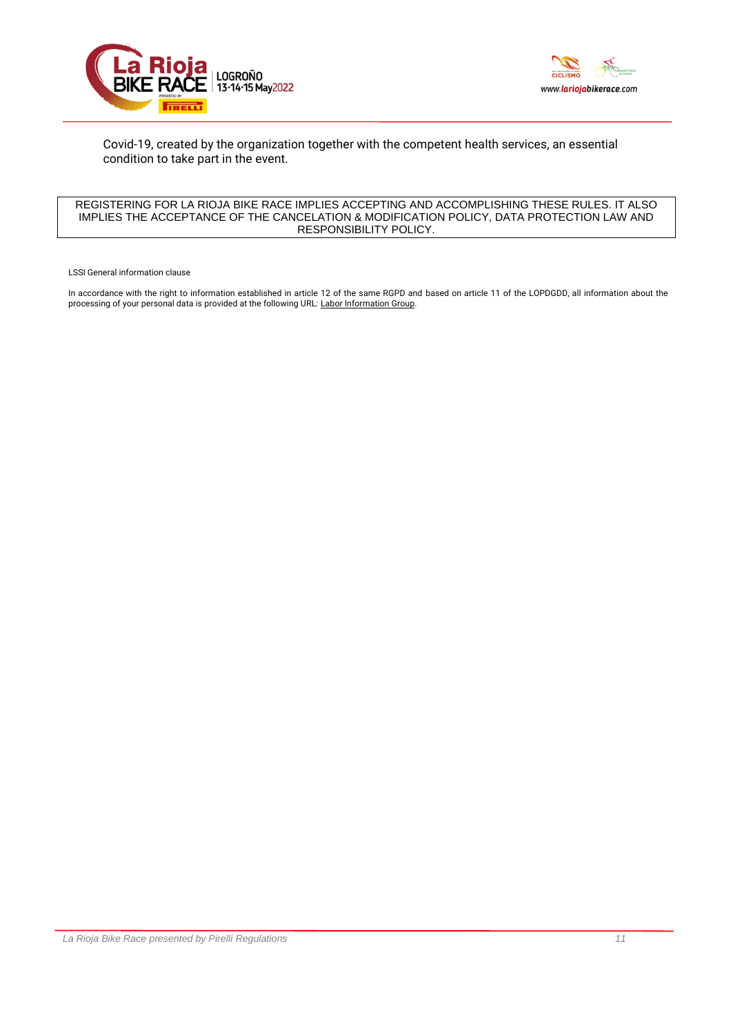Covid-19, created by the organization together with the competent health services, an essential condition to take part in the event.

| |
|---|
| REGISTERING FOR LA RIOJA BIKE RACE IMPLIES ACCEPTING AND ACCOMPLISHING THESE RULES. IT ALSO IMPLIES THE ACCEPTANCE OF THE CANCELATION & MODIFICATION POLICY, DATA PROTECTION LAW AND RESPONSIBILITY POLICY. |

LSSI General information clause

In accordance with the right to information established in article 12 of the same RGPD and based on article 11 of the LOPDGDD, all information about the processing of your personal data is provided at the following URL: Labor Information Group.